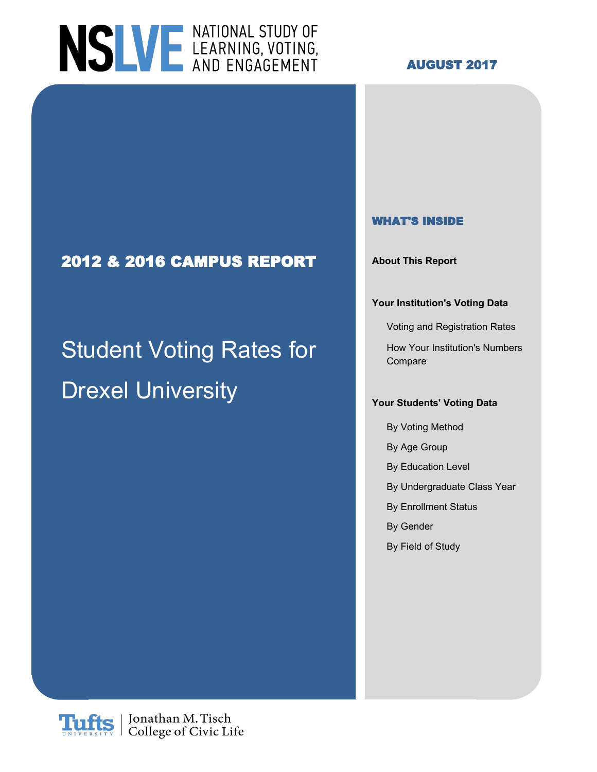# NSLVE NATIONAL STUDY OF LEARNING, VOTING, AND ENGAGEMENT

**AUGUST 2017**

## 2012 & 2016 CAMPUS REPORT

# Student Voting Rates for Drexel University

### WHAT'S INSIDE

**About This Report**

**Your Institution's Voting Data**

- Voting and Registration Rates
- How Your Institution's Numbers Compare

**Your Students' Voting Data**

- By Voting Method
- By Age Group
- By Education Level
- By Undergraduate Class Year
- By Enrollment Status
- By Gender
- By Field of Study

Tufts University | Jonathan M. Tisch College of Civic Life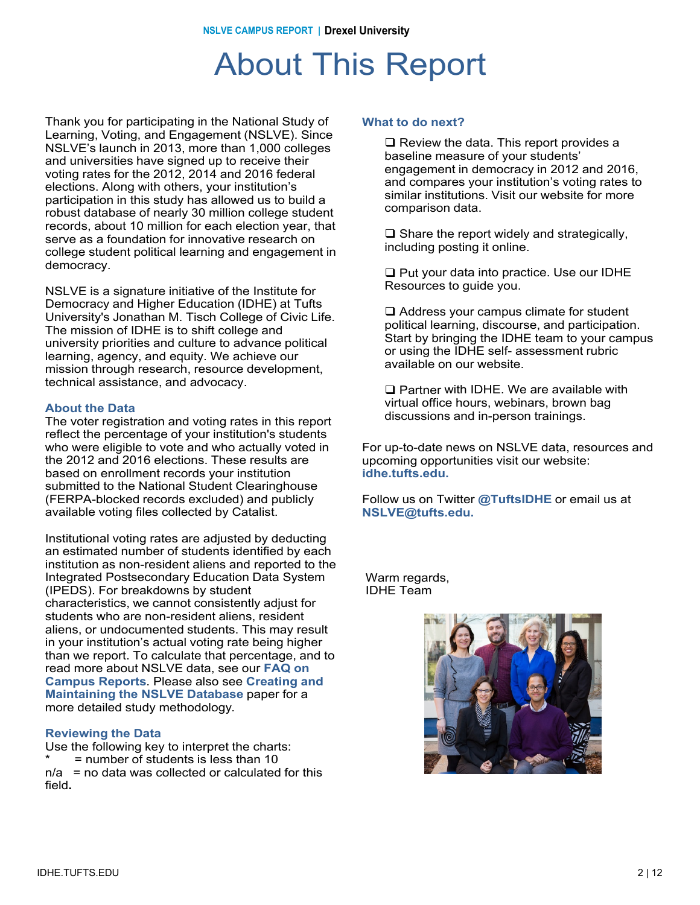# About This Report

Thank you for participating in the National Study of Learning, Voting, and Engagement (NSLVE). Since NSLVE's launch in 2013, more than 1,000 colleges and universities have signed up to receive their voting rates for the 2012, 2014 and 2016 federal elections. Along with others, your institution's participation in this study has allowed us to build a robust database of nearly 30 million college student records, about 10 million for each election year, that serve as a foundation for innovative research on college student political learning and engagement in democracy.

NSLVE is a signature initiative of the Institute for Democracy and Higher Education (IDHE) at Tufts University's Jonathan M. Tisch College of Civic Life. The mission of IDHE is to shift college and university priorities and culture to advance political learning, agency, and equity. We achieve our mission through research, resource development, technical assistance, and advocacy.

### About the Data

The voter registration and voting rates in this report reflect the percentage of your institution's students who were eligible to vote and who actually voted in the 2012 and 2016 elections. These results are based on enrollment records your institution submitted to the National Student Clearinghouse (FERPA-blocked records excluded) and publicly available voting files collected by Catalist.

Institutional voting rates are adjusted by deducting an estimated number of students identified by each institution as non-resident aliens and reported to the Integrated Postsecondary Education Data System (IPEDS). For breakdowns by student characteristics, we cannot consistently adjust for students who are non-resident aliens, resident aliens, or undocumented students. This may result in your institution's actual voting rate being higher than we report. To calculate that percentage, and to read more about NSLVE data, see our **FAQ on Campus Reports**. Please also see **Creating and Maintaining the NSLVE Database** paper for a more detailed study methodology.

### Reviewing the Data

Use the following key to interpret the charts:

\* = number of students is less than 10

n/a = no data was collected or calculated for this field.

### What to do next?

- ❑ Review the data. This report provides a baseline measure of your students' engagement in democracy in 2012 and 2016, and compares your institution's voting rates to similar institutions. Visit our website for more comparison data.
- ❑ Share the report widely and strategically, including posting it online.
- ❑ Put your data into practice. Use our IDHE Resources to guide you.
- ❑ Address your campus climate for student political learning, discourse, and participation. Start by bringing the IDHE team to your campus or using the IDHE self- assessment rubric available on our website.
- ❑ Partner with IDHE. We are available with virtual office hours, webinars, brown bag discussions and in-person trainings.

For up-to-date news on NSLVE data, resources and upcoming opportunities visit our website: **idhe.tufts.edu.**

Follow us on Twitter **@TuftsIDHE** or email us at **NSLVE@tufts.edu.**

Warm regards,
IDHE Team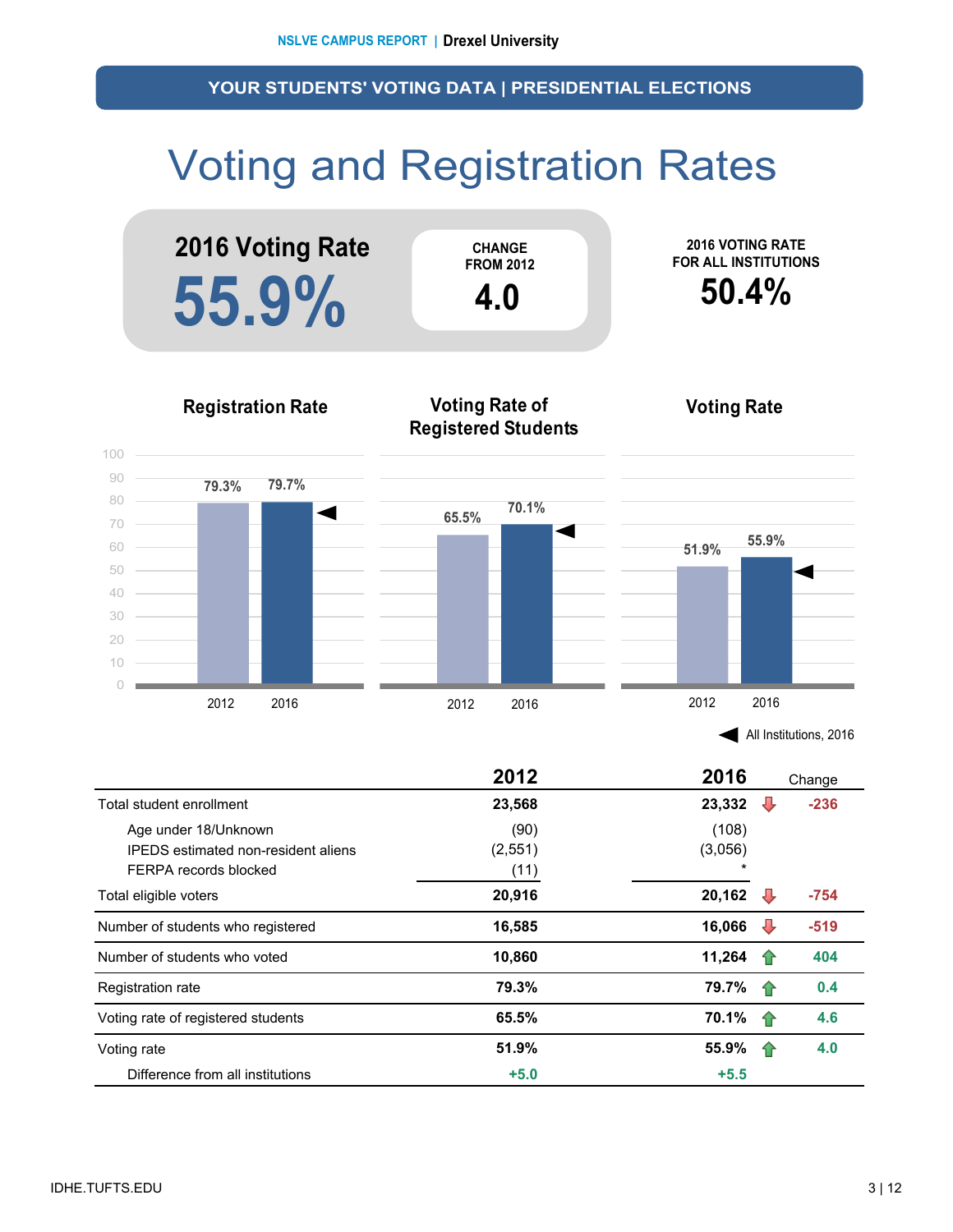# YOUR STUDENTS' VOTING DATA | PRESIDENTIAL ELECTIONS

## Voting and Registration Rates

**2016 Voting Rate**
**55.9%**

CHANGE FROM 2012
**4.0**

2016 VOTING RATE FOR ALL INSTITUTIONS
**50.4%**

### Registration Rate

2012: 79.3%
2016: 79.7%

### Voting Rate of Registered Students

2012: 65.5%
2016: 70.1%

### Voting Rate

2012: 51.9%
2016: 55.9%

◄ All Institutions, 2016

| | 2012 | 2016 | | Change |
|---|---|---|---|---|
| Total student enrollment | 23,568 | 23,332 | ↓ | -236 |
| Age under 18/Unknown | (90) | (108) | | |
| IPEDS estimated non-resident aliens | (2,551) | (3,056) | | |
| FERPA records blocked | (11) | * | | |
| Total eligible voters | 20,916 | 20,162 | ↓ | -754 |
| Number of students who registered | 16,585 | 16,066 | ↓ | -519 |
| Number of students who voted | 10,860 | 11,264 | ↑ | 404 |
| Registration rate | 79.3% | 79.7% | ↑ | 0.4 |
| Voting rate of registered students | 65.5% | 70.1% | ↑ | 4.6 |
| Voting rate | 51.9% | 55.9% | ↑ | 4.0 |
| Difference from all institutions | +5.0 | +5.5 | | |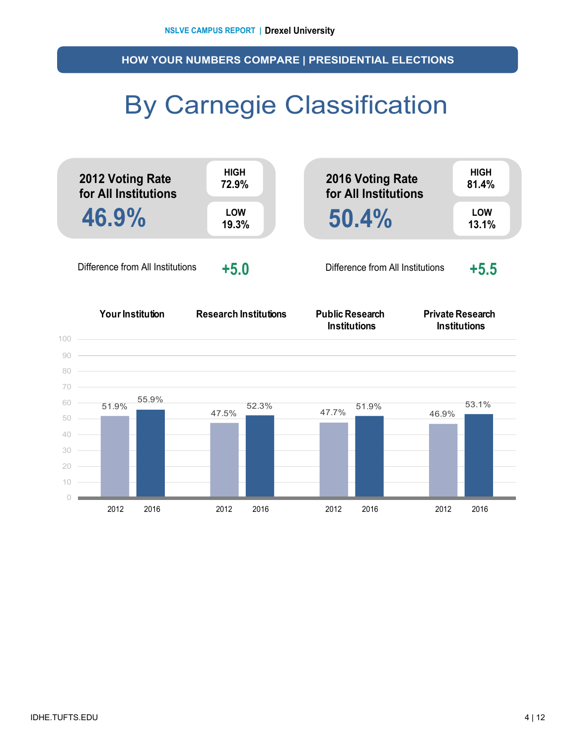## HOW YOUR NUMBERS COMPARE | PRESIDENTIAL ELECTIONS

# By Carnegie Classification

**2012 Voting Rate for All Institutions**

**46.9%**

| HIGH | LOW |
|---|---|
| 72.9% | 19.3% |

Difference from All Institutions **+5.0**

**2016 Voting Rate for All Institutions**

**50.4%**

| HIGH | LOW |
|---|---|
| 81.4% | 13.1% |

Difference from All Institutions **+5.5**

| | Your Institution | Research Institutions | Public Research Institutions | Private Research Institutions |
|---|---|---|---|---|
| 2012 | 51.9% | 47.5% | 47.7% | 46.9% |
| 2016 | 55.9% | 52.3% | 51.9% | 53.1% |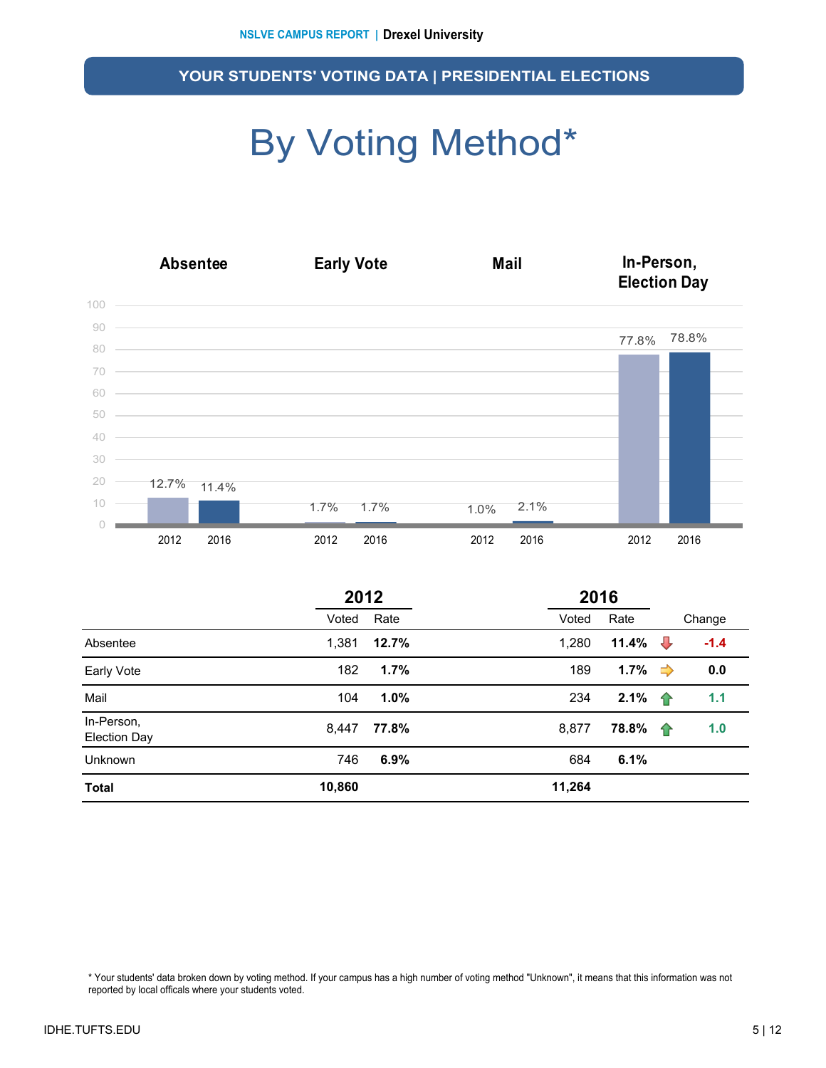## YOUR STUDENTS' VOTING DATA | PRESIDENTIAL ELECTIONS

# By Voting Method*

| | Absentee | Early Vote | Mail | In-Person, Election Day |
|---|---|---|---|---|
| 2012 | 12.7% | 1.7% | 1.0% | 77.8% |
| 2016 | 11.4% | 1.7% | 2.1% | 78.8% |

| | 2012 | | 2016 | | |
|---|---|---|---|---|---|
| | Voted | Rate | Voted | Rate | Change |
| Absentee | 1,381 | **12.7%** | 1,280 | **11.4%** | -1.4 |
| Early Vote | 182 | **1.7%** | 189 | **1.7%** | 0.0 |
| Mail | 104 | **1.0%** | 234 | **2.1%** | 1.1 |
| In-Person, Election Day | 8,447 | **77.8%** | 8,877 | **78.8%** | 1.0 |
| Unknown | 746 | **6.9%** | 684 | **6.1%** | |
| **Total** | **10,860** | | **11,264** | | |

\* Your students' data broken down by voting method. If your campus has a high number of voting method "Unknown", it means that this information was not reported by local officals where your students voted.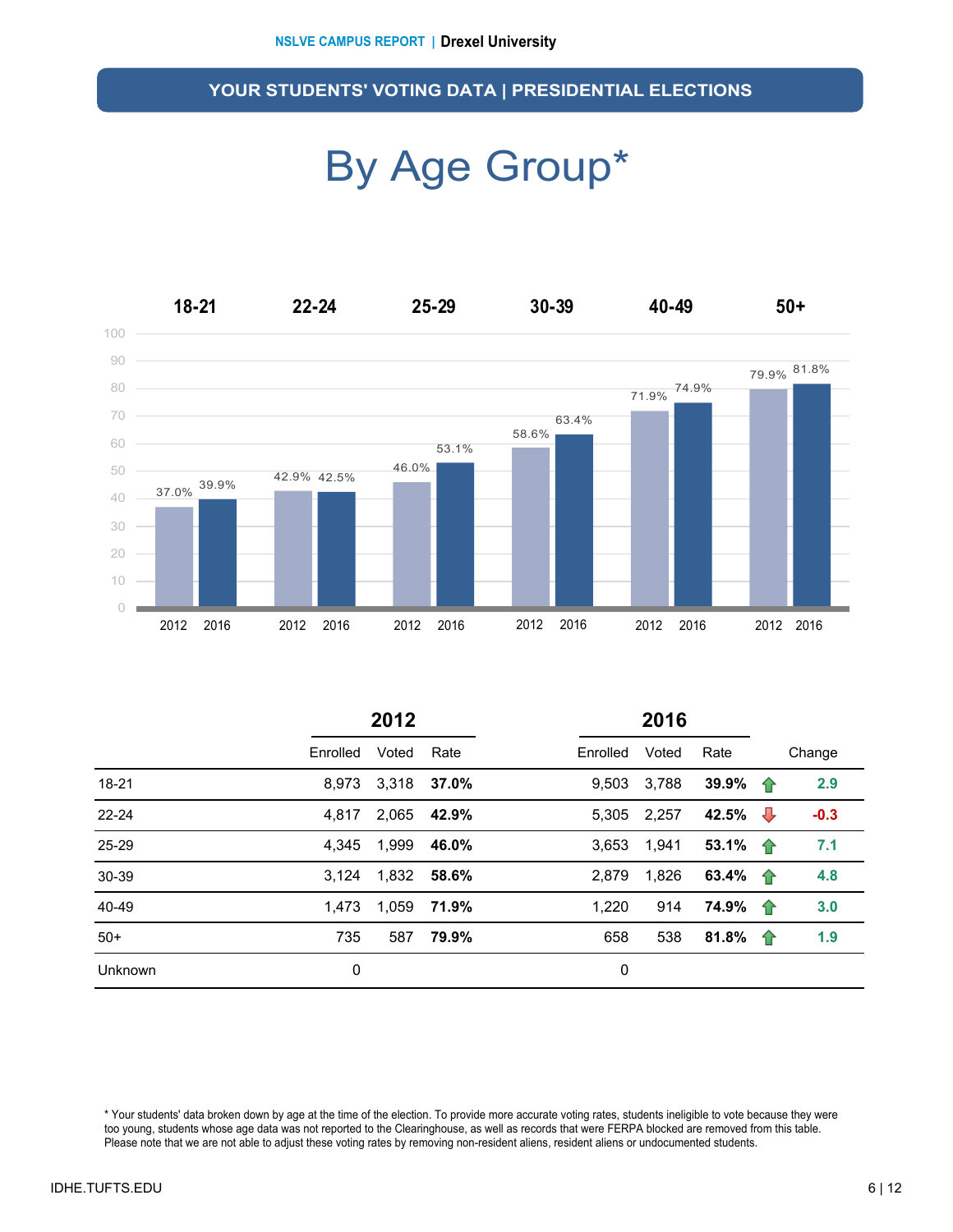## YOUR STUDENTS' VOTING DATA | PRESIDENTIAL ELECTIONS

# By Age Group*

| Age Group | 2012 | 2016 |
|---|---|---|
| 18-21 | 37.0% | 39.9% |
| 22-24 | 42.9% | 42.5% |
| 25-29 | 46.0% | 53.1% |
| 30-39 | 58.6% | 63.4% |
| 40-49 | 71.9% | 74.9% |
| 50+ | 79.9% | 81.8% |

| | 2012 | | | 2016 | | | |
|---|---|---|---|---|---|---|---|
| | Enrolled | Voted | Rate | Enrolled | Voted | Rate | Change |
| 18-21 | 8,973 | 3,318 | **37.0%** | 9,503 | 3,788 | **39.9%** | 2.9 |
| 22-24 | 4,817 | 2,065 | **42.9%** | 5,305 | 2,257 | **42.5%** | -0.3 |
| 25-29 | 4,345 | 1,999 | **46.0%** | 3,653 | 1,941 | **53.1%** | 7.1 |
| 30-39 | 3,124 | 1,832 | **58.6%** | 2,879 | 1,826 | **63.4%** | 4.8 |
| 40-49 | 1,473 | 1,059 | **71.9%** | 1,220 | 914 | **74.9%** | 3.0 |
| 50+ | 735 | 587 | **79.9%** | 658 | 538 | **81.8%** | 1.9 |
| Unknown | 0 | | | 0 | | | |

* Your students' data broken down by age at the time of the election. To provide more accurate voting rates, students ineligible to vote because they were too young, students whose age data was not reported to the Clearinghouse, as well as records that were FERPA blocked are removed from this table. Please note that we are not able to adjust these voting rates by removing non-resident aliens, resident aliens or undocumented students.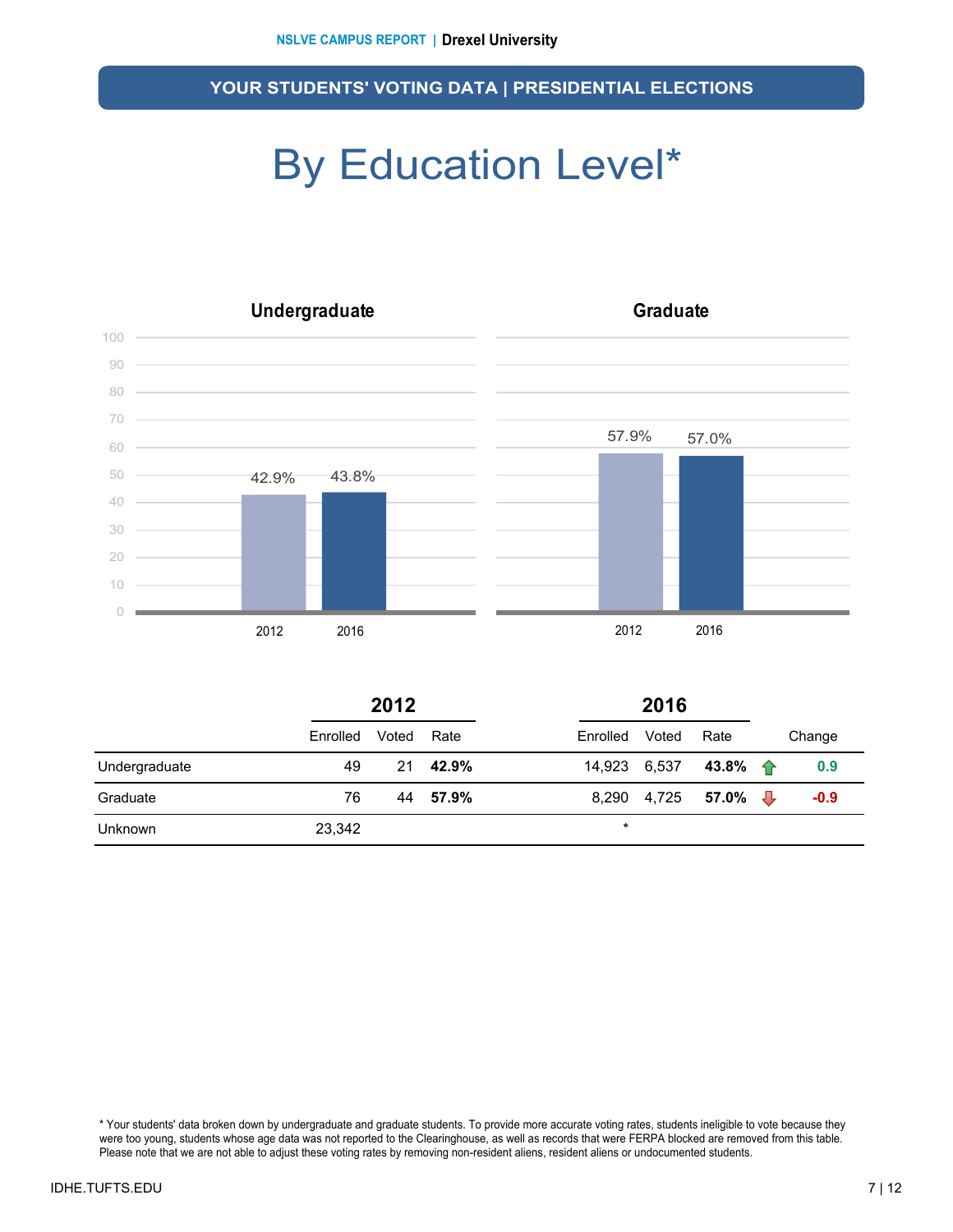## YOUR STUDENTS' VOTING DATA | PRESIDENTIAL ELECTIONS

# By Education Level*

### Undergraduate

| | 2012 | 2016 |
|---|---|---|
| Rate | 42.9% | 43.8% |

### Graduate

| | 2012 | 2016 |
|---|---|---|
| Rate | 57.9% | 57.0% |

| | 2012 | | | 2016 | | | Change |
|---|---|---|---|---|---|---|---|
| | Enrolled | Voted | Rate | Enrolled | Voted | Rate | |
| Undergraduate | 49 | 21 | **42.9%** | 14,923 | 6,537 | **43.8%** | 0.9 |
| Graduate | 76 | 44 | **57.9%** | 8,290 | 4,725 | **57.0%** | -0.9 |
| Unknown | 23,342 | | | * | | | |

* Your students' data broken down by undergraduate and graduate students. To provide more accurate voting rates, students ineligible to vote because they were too young, students whose age data was not reported to the Clearinghouse, as well as records that were FERPA blocked are removed from this table. Please note that we are not able to adjust these voting rates by removing non-resident aliens, resident aliens or undocumented students.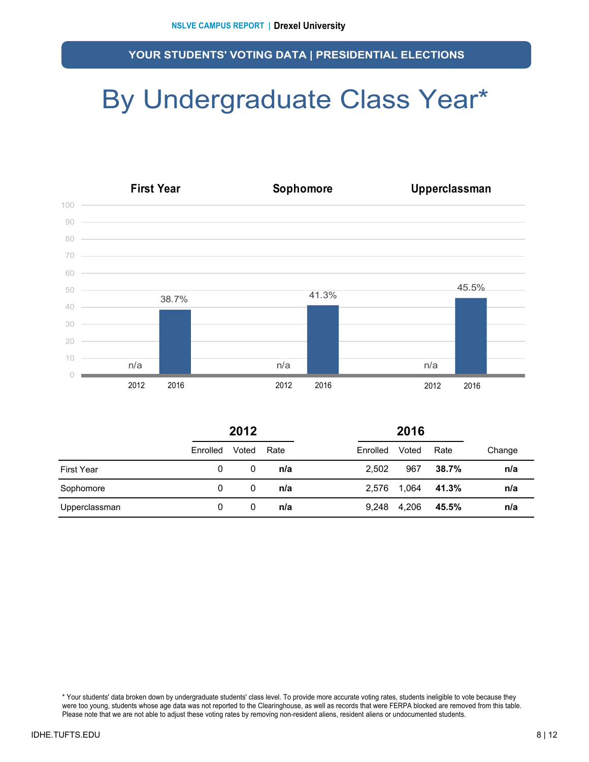## YOUR STUDENTS' VOTING DATA | PRESIDENTIAL ELECTIONS

# By Undergraduate Class Year*

| | 2012 | | | 2016 | | | |
|---|---|---|---|---|---|---|---|
| | Enrolled | Voted | Rate | Enrolled | Voted | Rate | Change |
| First Year | 0 | 0 | **n/a** | 2,502 | 967 | **38.7%** | **n/a** |
| Sophomore | 0 | 0 | **n/a** | 2,576 | 1,064 | **41.3%** | **n/a** |
| Upperclassman | 0 | 0 | **n/a** | 9,248 | 4,206 | **45.5%** | **n/a** |

* Your students' data broken down by undergraduate students' class level. To provide more accurate voting rates, students ineligible to vote because they were too young, students whose age data was not reported to the Clearinghouse, as well as records that were FERPA blocked are removed from this table. Please note that we are not able to adjust these voting rates by removing non-resident aliens, resident aliens or undocumented students.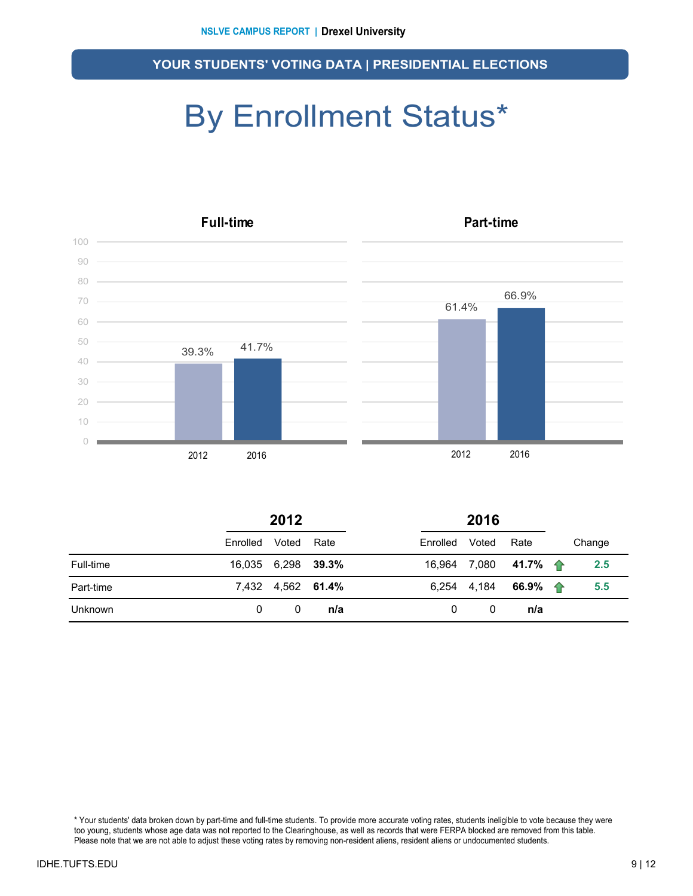## YOUR STUDENTS' VOTING DATA | PRESIDENTIAL ELECTIONS

# By Enrollment Status*

**Full-time**

| | 2012 | 2016 |
|---|---|---|
| Rate | 39.3% | 41.7% |

**Part-time**

| | 2012 | 2016 |
|---|---|---|
| Rate | 61.4% | 66.9% |

| | 2012 | | | 2016 | | | Change |
|---|---|---|---|---|---|---|---|
| | Enrolled | Voted | Rate | Enrolled | Voted | Rate | |
| Full-time | 16,035 | 6,298 | **39.3%** | 16,964 | 7,080 | **41.7%** | 2.5 |
| Part-time | 7,432 | 4,562 | **61.4%** | 6,254 | 4,184 | **66.9%** | 5.5 |
| Unknown | 0 | 0 | **n/a** | 0 | 0 | **n/a** | |

* Your students' data broken down by part-time and full-time students. To provide more accurate voting rates, students ineligible to vote because they were too young, students whose age data was not reported to the Clearinghouse, as well as records that were FERPA blocked are removed from this table. Please note that we are not able to adjust these voting rates by removing non-resident aliens, resident aliens or undocumented students.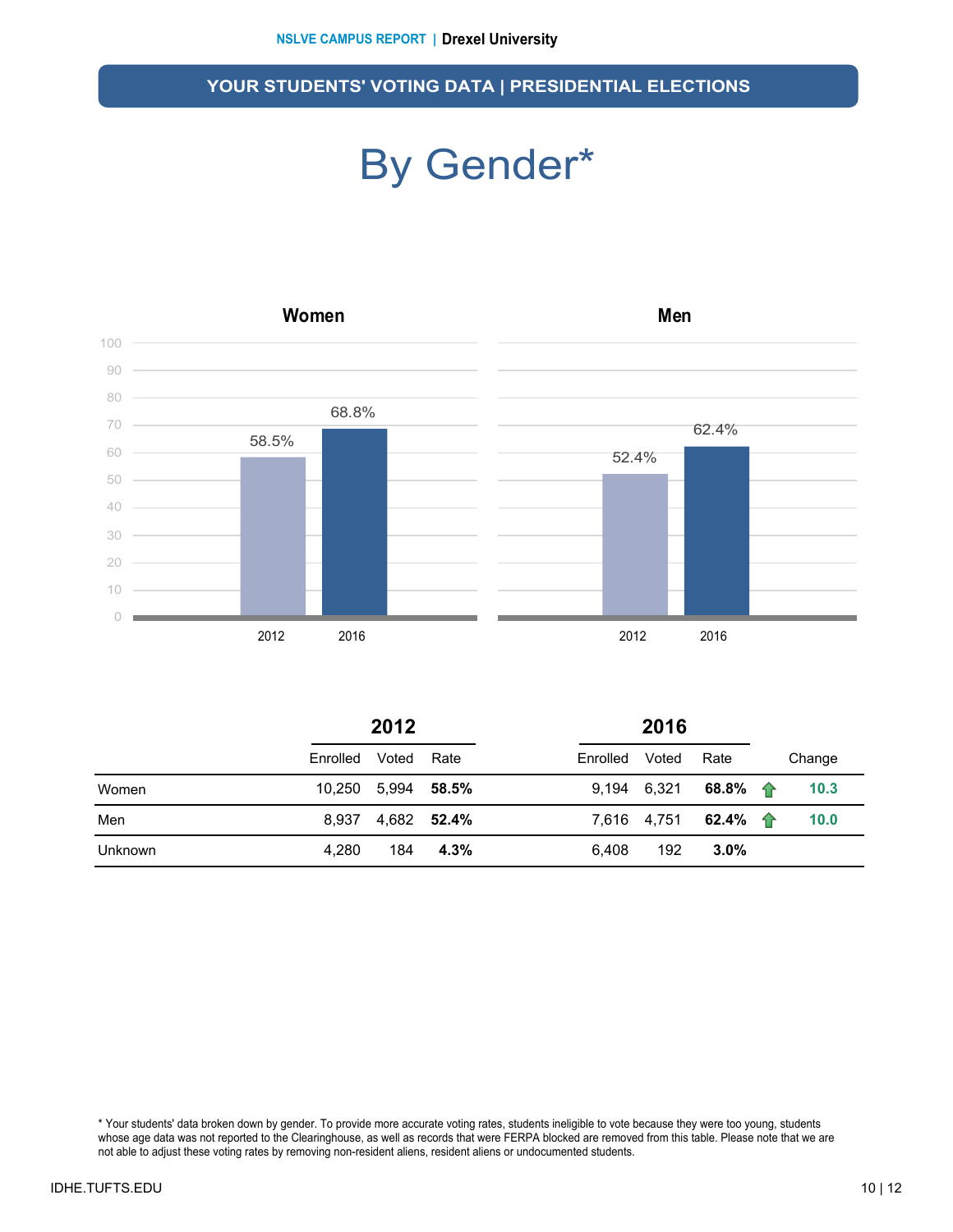## YOUR STUDENTS' VOTING DATA | PRESIDENTIAL ELECTIONS

# By Gender*

| | 2012 | | | 2016 | | | |
|---|---|---|---|---|---|---|---|
| | Enrolled | Voted | Rate | Enrolled | Voted | Rate | Change |
| Women | 10,250 | 5,994 | **58.5%** | 9,194 | 6,321 | **68.8%** | **10.3** |
| Men | 8,937 | 4,682 | **52.4%** | 7,616 | 4,751 | **62.4%** | **10.0** |
| Unknown | 4,280 | 184 | **4.3%** | 6,408 | 192 | **3.0%** | |

* Your students' data broken down by gender. To provide more accurate voting rates, students ineligible to vote because they were too young, students whose age data was not reported to the Clearinghouse, as well as records that were FERPA blocked are removed from this table. Please note that we are not able to adjust these voting rates by removing non-resident aliens, resident aliens or undocumented students.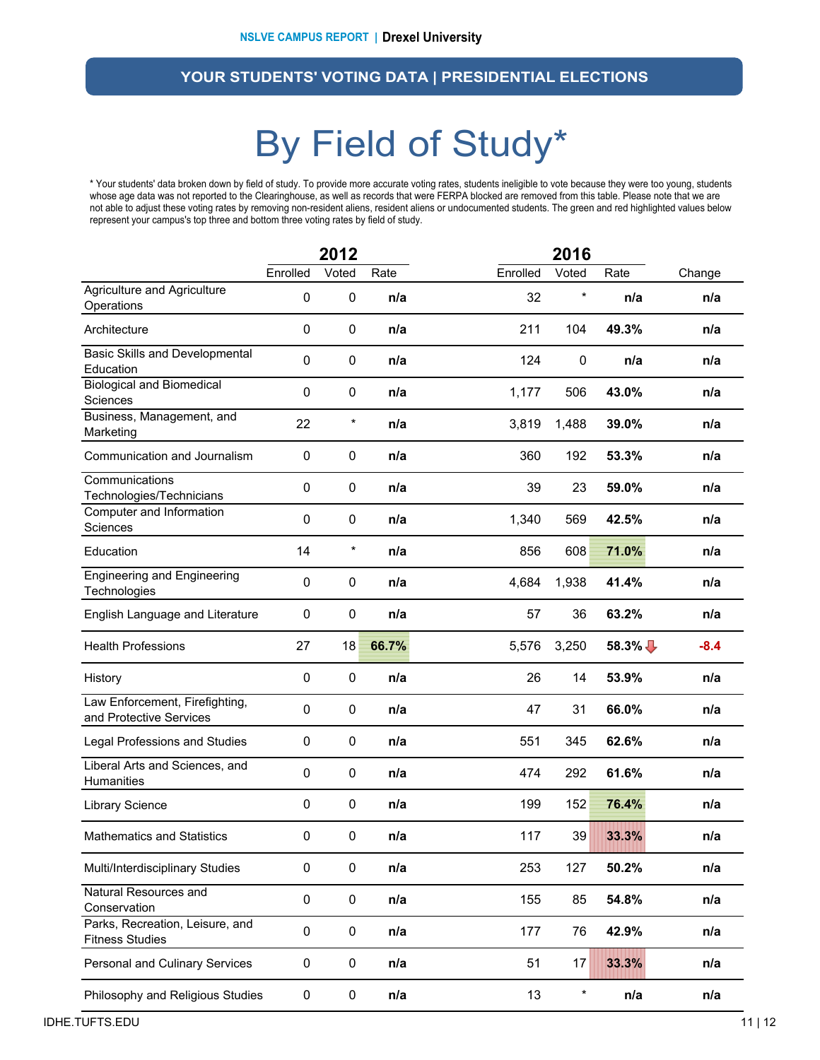## YOUR STUDENTS' VOTING DATA | PRESIDENTIAL ELECTIONS

# By Field of Study*

* Your students' data broken down by field of study. To provide more accurate voting rates, students ineligible to vote because they were too young, students whose age data was not reported to the Clearinghouse, as well as records that were FERPA blocked are removed from this table. Please note that we are not able to adjust these voting rates by removing non-resident aliens, resident aliens or undocumented students. The green and red highlighted values below represent your campus's top three and bottom three voting rates by field of study.

| | 2012 | | | 2016 | | | |
|---|---|---|---|---|---|---|---|
| | Enrolled | Voted | Rate | Enrolled | Voted | Rate | Change |
| Agriculture and Agriculture Operations | 0 | 0 | n/a | 32 | * | n/a | n/a |
| Architecture | 0 | 0 | n/a | 211 | 104 | 49.3% | n/a |
| Basic Skills and Developmental Education | 0 | 0 | n/a | 124 | 0 | n/a | n/a |
| Biological and Biomedical Sciences | 0 | 0 | n/a | 1,177 | 506 | 43.0% | n/a |
| Business, Management, and Marketing | 22 | * | n/a | 3,819 | 1,488 | 39.0% | n/a |
| Communication and Journalism | 0 | 0 | n/a | 360 | 192 | 53.3% | n/a |
| Communications Technologies/Technicians | 0 | 0 | n/a | 39 | 23 | 59.0% | n/a |
| Computer and Information Sciences | 0 | 0 | n/a | 1,340 | 569 | 42.5% | n/a |
| Education | 14 | * | n/a | 856 | 608 | 71.0% | n/a |
| Engineering and Engineering Technologies | 0 | 0 | n/a | 4,684 | 1,938 | 41.4% | n/a |
| English Language and Literature | 0 | 0 | n/a | 57 | 36 | 63.2% | n/a |
| Health Professions | 27 | 18 | 66.7% | 5,576 | 3,250 | 58.3% | -8.4 |
| History | 0 | 0 | n/a | 26 | 14 | 53.9% | n/a |
| Law Enforcement, Firefighting, and Protective Services | 0 | 0 | n/a | 47 | 31 | 66.0% | n/a |
| Legal Professions and Studies | 0 | 0 | n/a | 551 | 345 | 62.6% | n/a |
| Liberal Arts and Sciences, and Humanities | 0 | 0 | n/a | 474 | 292 | 61.6% | n/a |
| Library Science | 0 | 0 | n/a | 199 | 152 | 76.4% | n/a |
| Mathematics and Statistics | 0 | 0 | n/a | 117 | 39 | 33.3% | n/a |
| Multi/Interdisciplinary Studies | 0 | 0 | n/a | 253 | 127 | 50.2% | n/a |
| Natural Resources and Conservation | 0 | 0 | n/a | 155 | 85 | 54.8% | n/a |
| Parks, Recreation, Leisure, and Fitness Studies | 0 | 0 | n/a | 177 | 76 | 42.9% | n/a |
| Personal and Culinary Services | 0 | 0 | n/a | 51 | 17 | 33.3% | n/a |
| Philosophy and Religious Studies | 0 | 0 | n/a | 13 | * | n/a | n/a |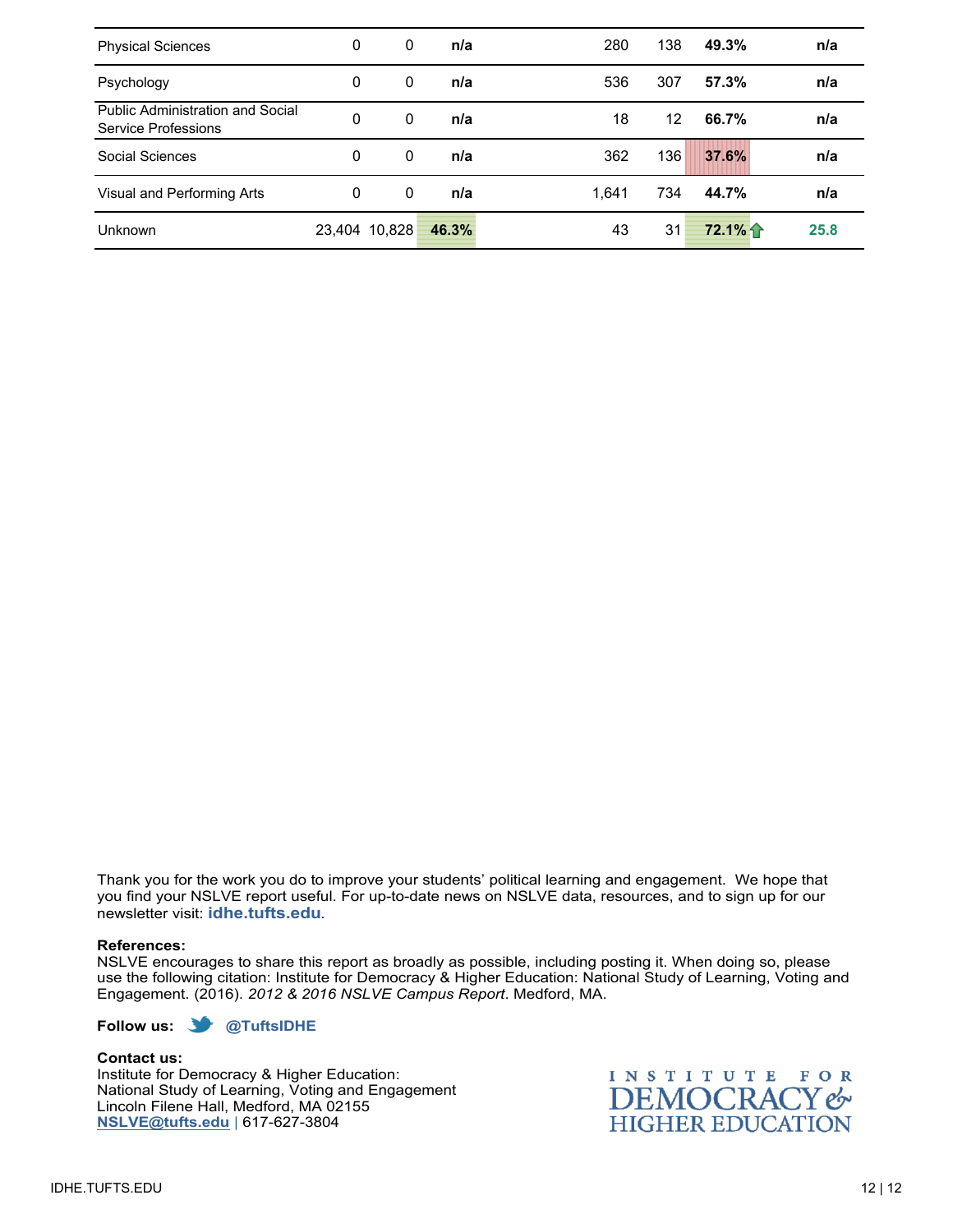| | | | | | | | |
|---|---|---|---|---|---|---|---|
| Physical Sciences | 0 | 0 | **n/a** | 280 | 138 | **49.3%** | **n/a** |
| Psychology | 0 | 0 | **n/a** | 536 | 307 | **57.3%** | **n/a** |
| Public Administration and Social Service Professions | 0 | 0 | **n/a** | 18 | 12 | **66.7%** | **n/a** |
| Social Sciences | 0 | 0 | **n/a** | 362 | 136 | **37.6%** | **n/a** |
| Visual and Performing Arts | 0 | 0 | **n/a** | 1,641 | 734 | **44.7%** | **n/a** |
| Unknown | 23,404 | 10,828 | **46.3%** | 43 | 31 | **72.1%** ↑ | **25.8** |

Thank you for the work you do to improve your students' political learning and engagement. We hope that you find your NSLVE report useful. For up-to-date news on NSLVE data, resources, and to sign up for our newsletter visit: **idhe.tufts.edu**.

**References:**
NSLVE encourages to share this report as broadly as possible, including posting it. When doing so, please use the following citation: Institute for Democracy & Higher Education: National Study of Learning, Voting and Engagement. (2016). *2012 & 2016 NSLVE Campus Report*. Medford, MA.

**Follow us:** **@TuftsIDHE**

**Contact us:**
Institute for Democracy & Higher Education:
National Study of Learning, Voting and Engagement
Lincoln Filene Hall, Medford, MA 02155
**NSLVE@tufts.edu** | 617-627-3804

INSTITUTE FOR DEMOCRACY & HIGHER EDUCATION